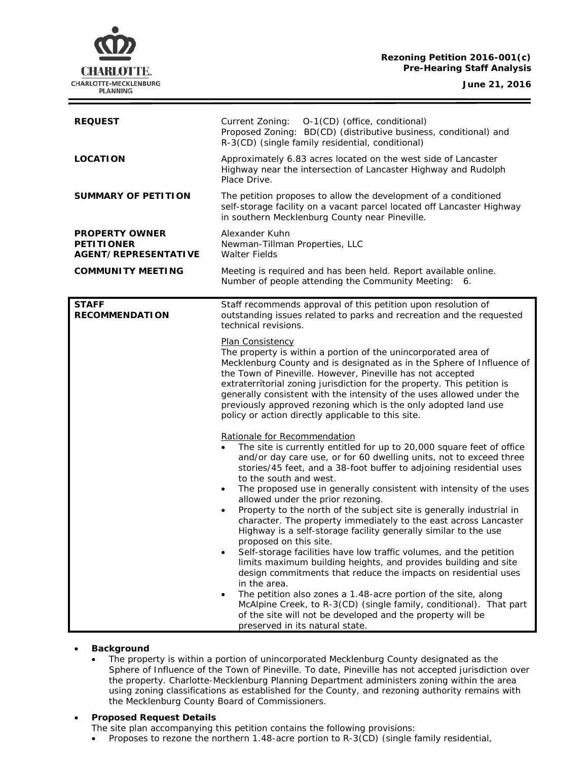**Rezoning Petition 2016-001(c)**
**Pre-Hearing Staff Analysis**

**June 21, 2016**

| | |
|---|---|
| **REQUEST** | Current Zoning: O-1(CD) (office, conditional)<br>Proposed Zoning: BD(CD) (distributive business, conditional) and R-3(CD) (single family residential, conditional) |
| **LOCATION** | Approximately 6.83 acres located on the west side of Lancaster Highway near the intersection of Lancaster Highway and Rudolph Place Drive. |
| **SUMMARY OF PETITION** | The petition proposes to allow the development of a conditioned self-storage facility on a vacant parcel located off Lancaster Highway in southern Mecklenburg County near Pineville. |
| **PROPERTY OWNER**<br>**PETITIONER**<br>**AGENT/REPRESENTATIVE** | Alexander Kuhn<br>Newman-Tillman Properties, LLC<br>Walter Fields |
| **COMMUNITY MEETING** | Meeting is required and has been held. Report available online.<br>Number of people attending the Community Meeting: 6. |

**STAFF RECOMMENDATION**

Staff recommends approval of this petition upon resolution of outstanding issues related to parks and recreation and the requested technical revisions.

Plan Consistency

The property is within a portion of the unincorporated area of Mecklenburg County and is designated as in the Sphere of Influence of the Town of Pineville. However, Pineville has not accepted extraterritorial zoning jurisdiction for the property. This petition is generally consistent with the intensity of the uses allowed under the previously approved rezoning which is the only adopted land use policy or action directly applicable to this site.

Rationale for Recommendation

- The site is currently entitled for up to 20,000 square feet of office and/or day care use, or for 60 dwelling units, not to exceed three stories/45 feet, and a 38-foot buffer to adjoining residential uses to the south and west.
- The proposed use in generally consistent with intensity of the uses allowed under the prior rezoning.
- Property to the north of the subject site is generally industrial in character. The property immediately to the east across Lancaster Highway is a self-storage facility generally similar to the use proposed on this site.
- Self-storage facilities have low traffic volumes, and the petition limits maximum building heights, and provides building and site design commitments that reduce the impacts on residential uses in the area.
- The petition also zones a 1.48-acre portion of the site, along McAlpine Creek, to R-3(CD) (single family, conditional). That part of the site will not be developed and the property will be preserved in its natural state.

- **Background**
  - The property is within a portion of unincorporated Mecklenburg County designated as the Sphere of Influence of the Town of Pineville. To date, Pineville has not accepted jurisdiction over the property. Charlotte-Mecklenburg Planning Department administers zoning within the area using zoning classifications as established for the County, and rezoning authority remains with the Mecklenburg County Board of Commissioners.

- **Proposed Request Details**

  The site plan accompanying this petition contains the following provisions:
  - Proposes to rezone the northern 1.48-acre portion to R-3(CD) (single family residential,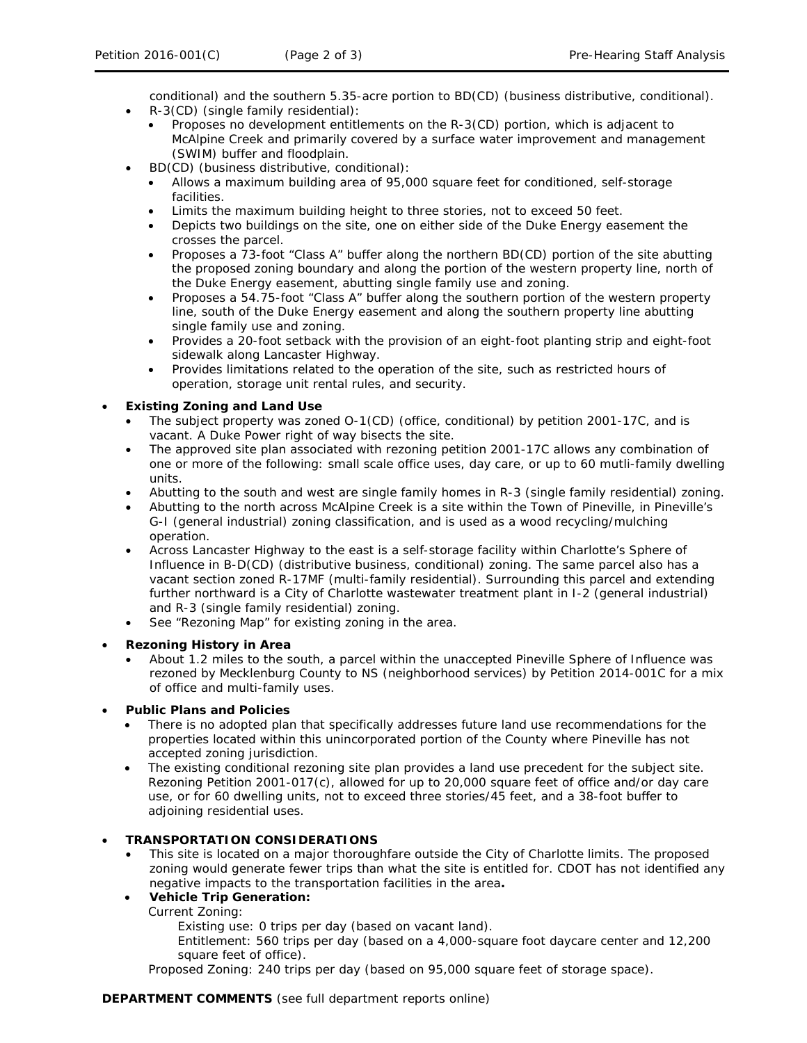conditional) and the southern 5.35-acre portion to BD(CD) (business distributive, conditional).

- R-3(CD) (single family residential):
  - Proposes no development entitlements on the R-3(CD) portion, which is adjacent to McAlpine Creek and primarily covered by a surface water improvement and management (SWIM) buffer and floodplain.
- BD(CD) (business distributive, conditional):
  - Allows a maximum building area of 95,000 square feet for conditioned, self-storage facilities.
  - Limits the maximum building height to three stories, not to exceed 50 feet.
  - Depicts two buildings on the site, one on either side of the Duke Energy easement the crosses the parcel.
  - Proposes a 73-foot "Class A" buffer along the northern BD(CD) portion of the site abutting the proposed zoning boundary and along the portion of the western property line, north of the Duke Energy easement, abutting single family use and zoning.
  - Proposes a 54.75-foot "Class A" buffer along the southern portion of the western property line, south of the Duke Energy easement and along the southern property line abutting single family use and zoning.
  - Provides a 20-foot setback with the provision of an eight-foot planting strip and eight-foot sidewalk along Lancaster Highway.
  - Provides limitations related to the operation of the site, such as restricted hours of operation, storage unit rental rules, and security.

- **Existing Zoning and Land Use**
  - The subject property was zoned O-1(CD) (office, conditional) by petition 2001-17C, and is vacant. A Duke Power right of way bisects the site.
  - The approved site plan associated with rezoning petition 2001-17C allows any combination of one or more of the following: small scale office uses, day care, or up to 60 mutli-family dwelling units.
  - Abutting to the south and west are single family homes in R-3 (single family residential) zoning.
  - Abutting to the north across McAlpine Creek is a site within the Town of Pineville, in Pineville's G-I (general industrial) zoning classification, and is used as a wood recycling/mulching operation.
  - Across Lancaster Highway to the east is a self-storage facility within Charlotte's Sphere of Influence in B-D(CD) (distributive business, conditional) zoning. The same parcel also has a vacant section zoned R-17MF (multi-family residential). Surrounding this parcel and extending further northward is a City of Charlotte wastewater treatment plant in I-2 (general industrial) and R-3 (single family residential) zoning.
  - See "Rezoning Map" for existing zoning in the area.

- **Rezoning History in Area**
  - About 1.2 miles to the south, a parcel within the unaccepted Pineville Sphere of Influence was rezoned by Mecklenburg County to NS (neighborhood services) by Petition 2014-001C for a mix of office and multi-family uses.

- **Public Plans and Policies**
  - There is no adopted plan that specifically addresses future land use recommendations for the properties located within this unincorporated portion of the County where Pineville has not accepted zoning jurisdiction.
  - The existing conditional rezoning site plan provides a land use precedent for the subject site. Rezoning Petition 2001-017(c), allowed for up to 20,000 square feet of office and/or day care use, or for 60 dwelling units, not to exceed three stories/45 feet, and a 38-foot buffer to adjoining residential uses.

- **TRANSPORTATION CONSIDERATIONS**
  - This site is located on a major thoroughfare outside the City of Charlotte limits. The proposed zoning would generate fewer trips than what the site is entitled for. CDOT has not identified any negative impacts to the transportation facilities in the area**.**
  - **Vehicle Trip Generation:**

    Current Zoning:

    Existing use: 0 trips per day (based on vacant land).

    Entitlement: 560 trips per day (based on a 4,000-square foot daycare center and 12,200 square feet of office).

    Proposed Zoning: 240 trips per day (based on 95,000 square feet of storage space).

**DEPARTMENT COMMENTS** (see full department reports online)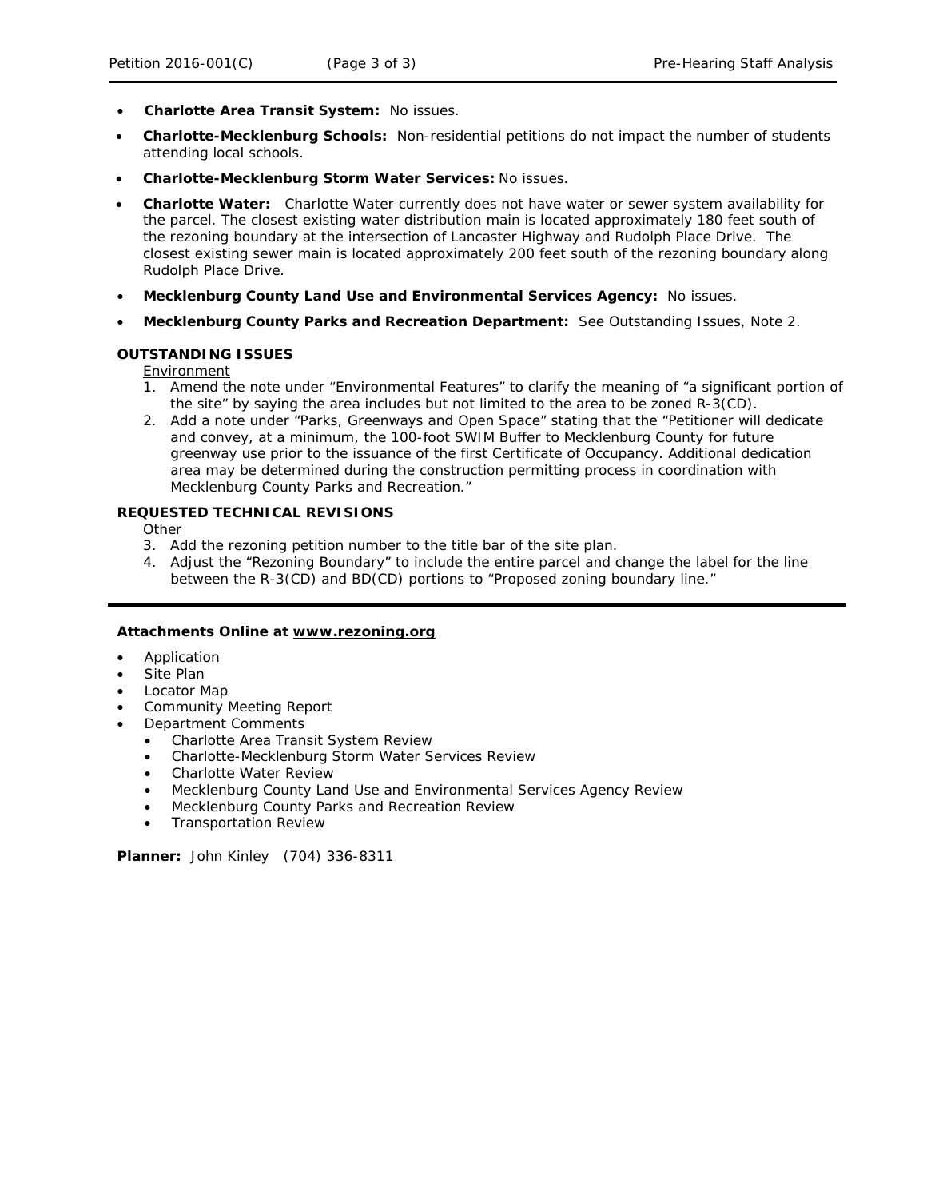- **Charlotte Area Transit System:** No issues.
- **Charlotte-Mecklenburg Schools:** Non-residential petitions do not impact the number of students attending local schools.
- **Charlotte-Mecklenburg Storm Water Services:** No issues.
- **Charlotte Water:** Charlotte Water currently does not have water or sewer system availability for the parcel. The closest existing water distribution main is located approximately 180 feet south of the rezoning boundary at the intersection of Lancaster Highway and Rudolph Place Drive. The closest existing sewer main is located approximately 200 feet south of the rezoning boundary along Rudolph Place Drive.
- **Mecklenburg County Land Use and Environmental Services Agency:** No issues.
- **Mecklenburg County Parks and Recreation Department:** See Outstanding Issues, Note 2.

**OUTSTANDING ISSUES**

Environment

1. Amend the note under "Environmental Features" to clarify the meaning of "a significant portion of the site" by saying the area includes but not limited to the area to be zoned R-3(CD).
2. Add a note under "Parks, Greenways and Open Space" stating that the "Petitioner will dedicate and convey, at a minimum, the 100-foot SWIM Buffer to Mecklenburg County for future greenway use prior to the issuance of the first Certificate of Occupancy. Additional dedication area may be determined during the construction permitting process in coordination with Mecklenburg County Parks and Recreation."

**REQUESTED TECHNICAL REVISIONS**

Other

3. Add the rezoning petition number to the title bar of the site plan.
4. Adjust the "Rezoning Boundary" to include the entire parcel and change the label for the line between the R-3(CD) and BD(CD) portions to "Proposed zoning boundary line."

---

**Attachments Online at www.rezoning.org**

- Application
- Site Plan
- Locator Map
- Community Meeting Report
- Department Comments
  - Charlotte Area Transit System Review
  - Charlotte-Mecklenburg Storm Water Services Review
  - Charlotte Water Review
  - Mecklenburg County Land Use and Environmental Services Agency Review
  - Mecklenburg County Parks and Recreation Review
  - Transportation Review

**Planner:** John Kinley (704) 336-8311